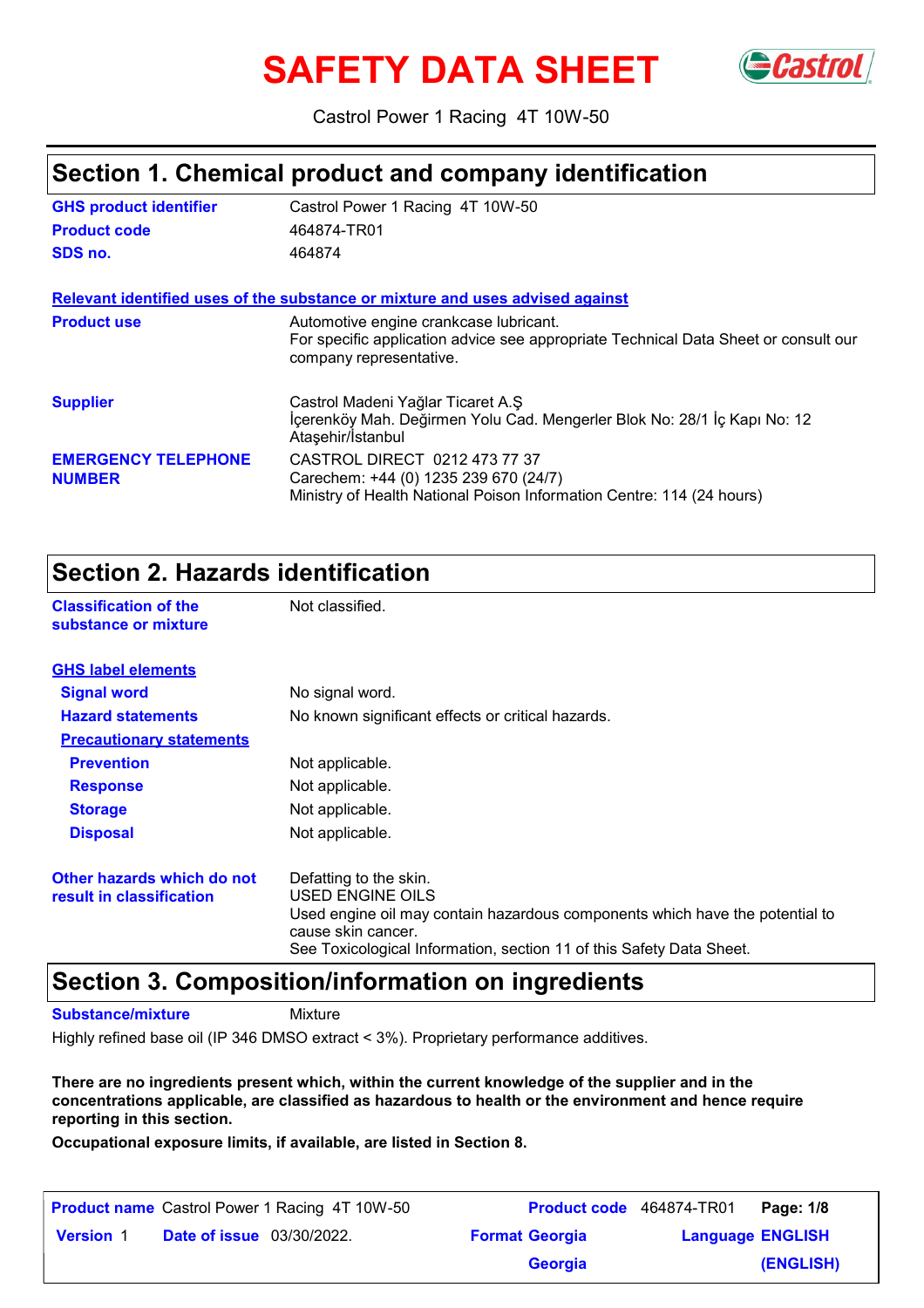# SAFETY DATA SHEET

Castrol Power 1 Racing 4T 10W-50

## Section 1. Chemical product and company identification

| | |
|---|---|
| **GHS product identifier** | Castrol Power 1 Racing 4T 10W-50 |
| **Product code** | 464874-TR01 |
| **SDS no.** | 464874 |

**Relevant identified uses of the substance or mixture and uses advised against**

| | |
|---|---|
| **Product use** | Automotive engine crankcase lubricant.<br>For specific application advice see appropriate Technical Data Sheet or consult our company representative. |
| **Supplier** | Castrol Madeni Yağlar Ticaret A.Ş<br>İçerenköy Mah. Değirmen Yolu Cad. Mengerler Blok No: 28/1 İç Kapı No: 12 Ataşehir/İstanbul |
| **EMERGENCY TELEPHONE NUMBER** | CASTROL DIRECT 0212 473 77 37<br>Carechem: +44 (0) 1235 239 670 (24/7)<br>Ministry of Health National Poison Information Centre: 114 (24 hours) |

## Section 2. Hazards identification

| | |
|---|---|
| **Classification of the substance or mixture** | Not classified. |

**GHS label elements**

| | |
|---|---|
| **Signal word** | No signal word. |
| **Hazard statements** | No known significant effects or critical hazards. |

**Precautionary statements**

| | |
|---|---|
| **Prevention** | Not applicable. |
| **Response** | Not applicable. |
| **Storage** | Not applicable. |
| **Disposal** | Not applicable. |

| | |
|---|---|
| **Other hazards which do not result in classification** | Defatting to the skin.<br>USED ENGINE OILS<br>Used engine oil may contain hazardous components which have the potential to cause skin cancer.<br>See Toxicological Information, section 11 of this Safety Data Sheet. |

## Section 3. Composition/information on ingredients

**Substance/mixture** Mixture

Highly refined base oil (IP 346 DMSO extract < 3%). Proprietary performance additives.

**There are no ingredients present which, within the current knowledge of the supplier and in the concentrations applicable, are classified as hazardous to health or the environment and hence require reporting in this section.**

**Occupational exposure limits, if available, are listed in Section 8.**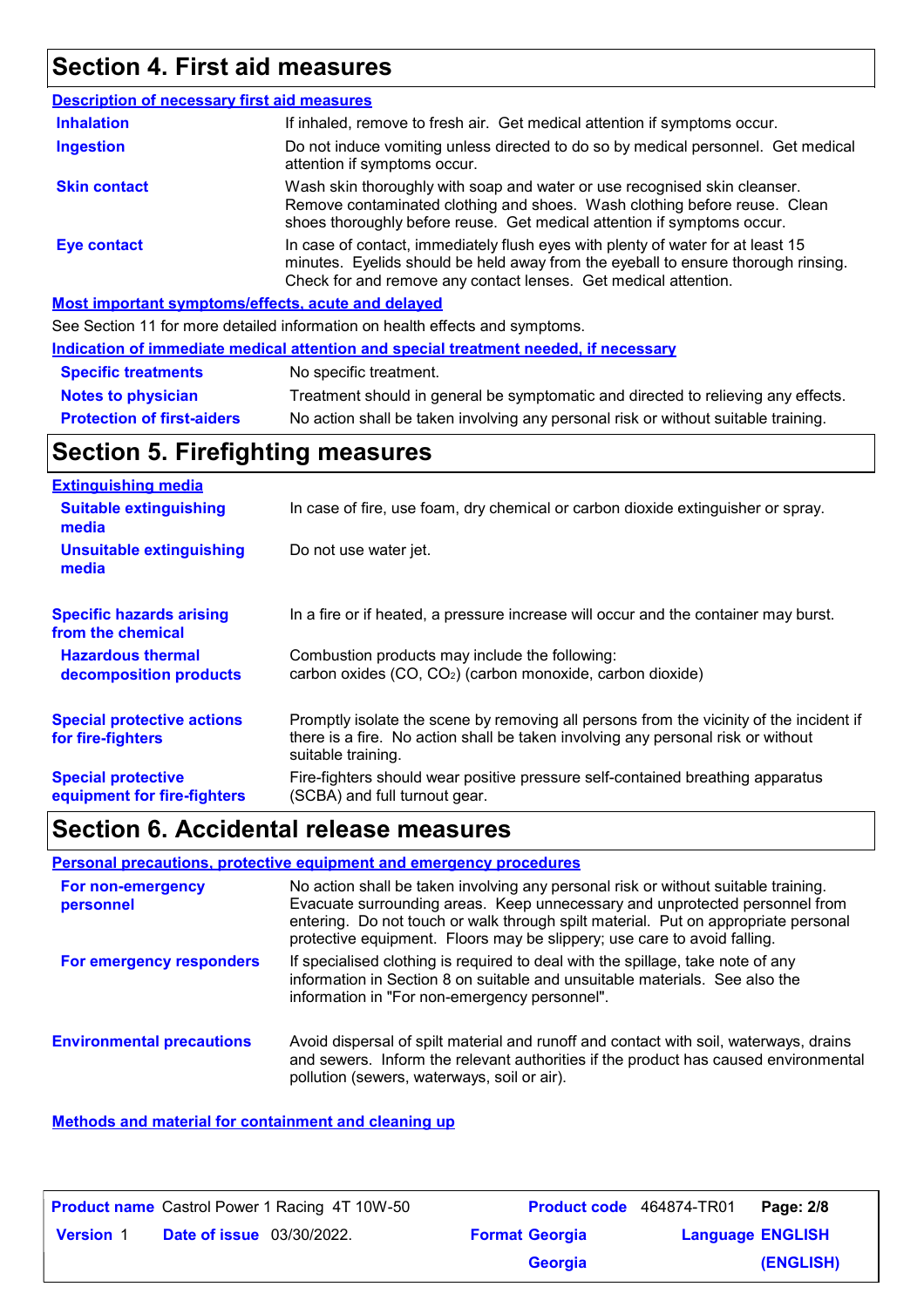# Section 4. First aid measures

### Description of necessary first aid measures

| | |
|---|---|
| **Inhalation** | If inhaled, remove to fresh air. Get medical attention if symptoms occur. |
| **Ingestion** | Do not induce vomiting unless directed to do so by medical personnel. Get medical attention if symptoms occur. |
| **Skin contact** | Wash skin thoroughly with soap and water or use recognised skin cleanser. Remove contaminated clothing and shoes. Wash clothing before reuse. Clean shoes thoroughly before reuse. Get medical attention if symptoms occur. |
| **Eye contact** | In case of contact, immediately flush eyes with plenty of water for at least 15 minutes. Eyelids should be held away from the eyeball to ensure thorough rinsing. Check for and remove any contact lenses. Get medical attention. |

### Most important symptoms/effects, acute and delayed

See Section 11 for more detailed information on health effects and symptoms.

### Indication of immediate medical attention and special treatment needed, if necessary

| | |
|---|---|
| **Specific treatments** | No specific treatment. |
| **Notes to physician** | Treatment should in general be symptomatic and directed to relieving any effects. |
| **Protection of first-aiders** | No action shall be taken involving any personal risk or without suitable training. |

# Section 5. Firefighting measures

### Extinguishing media

| | |
|---|---|
| **Suitable extinguishing media** | In case of fire, use foam, dry chemical or carbon dioxide extinguisher or spray. |
| **Unsuitable extinguishing media** | Do not use water jet. |
| **Specific hazards arising from the chemical** | In a fire or if heated, a pressure increase will occur and the container may burst. |
| **Hazardous thermal decomposition products** | Combustion products may include the following: carbon oxides (CO, $CO_2$) (carbon monoxide, carbon dioxide) |
| **Special protective actions for fire-fighters** | Promptly isolate the scene by removing all persons from the vicinity of the incident if there is a fire. No action shall be taken involving any personal risk or without suitable training. |
| **Special protective equipment for fire-fighters** | Fire-fighters should wear positive pressure self-contained breathing apparatus (SCBA) and full turnout gear. |

# Section 6. Accidental release measures

### Personal precautions, protective equipment and emergency procedures

| | |
|---|---|
| **For non-emergency personnel** | No action shall be taken involving any personal risk or without suitable training. Evacuate surrounding areas. Keep unnecessary and unprotected personnel from entering. Do not touch or walk through spilt material. Put on appropriate personal protective equipment. Floors may be slippery; use care to avoid falling. |
| **For emergency responders** | If specialised clothing is required to deal with the spillage, take note of any information in Section 8 on suitable and unsuitable materials. See also the information in "For non-emergency personnel". |
| **Environmental precautions** | Avoid dispersal of spilt material and runoff and contact with soil, waterways, drains and sewers. Inform the relevant authorities if the product has caused environmental pollution (sewers, waterways, soil or air). |

### Methods and material for containment and cleaning up

| | | | |
|---|---|---|---|
| **Product name** Castrol Power 1 Racing 4T 10W-50 | | **Product code** 464874-TR01 | **Page: 2/8** |
| **Version** 1 | **Date of issue** 03/30/2022. | **Format** Georgia Georgia | **Language** ENGLISH (ENGLISH) |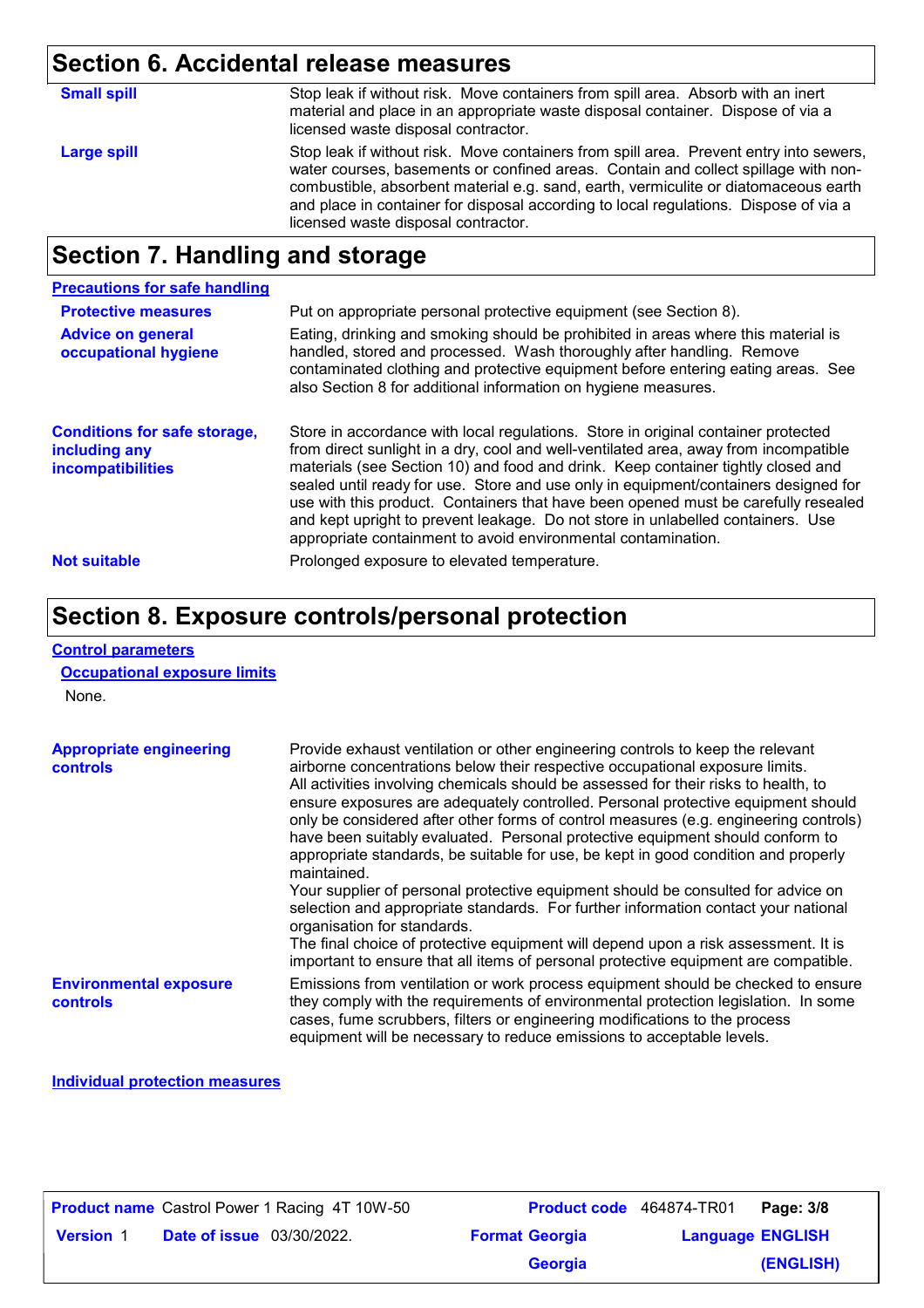## Section 6. Accidental release measures

**Small spill**

Stop leak if without risk. Move containers from spill area. Absorb with an inert material and place in an appropriate waste disposal container. Dispose of via a licensed waste disposal contractor.

**Large spill**

Stop leak if without risk. Move containers from spill area. Prevent entry into sewers, water courses, basements or confined areas. Contain and collect spillage with non-combustible, absorbent material e.g. sand, earth, vermiculite or diatomaceous earth and place in container for disposal according to local regulations. Dispose of via a licensed waste disposal contractor.

## Section 7. Handling and storage

### Precautions for safe handling

**Protective measures**

Put on appropriate personal protective equipment (see Section 8).

**Advice on general occupational hygiene**

Eating, drinking and smoking should be prohibited in areas where this material is handled, stored and processed. Wash thoroughly after handling. Remove contaminated clothing and protective equipment before entering eating areas. See also Section 8 for additional information on hygiene measures.

**Conditions for safe storage, including any incompatibilities**

Store in accordance with local regulations. Store in original container protected from direct sunlight in a dry, cool and well-ventilated area, away from incompatible materials (see Section 10) and food and drink. Keep container tightly closed and sealed until ready for use. Store and use only in equipment/containers designed for use with this product. Containers that have been opened must be carefully resealed and kept upright to prevent leakage. Do not store in unlabelled containers. Use appropriate containment to avoid environmental contamination.

**Not suitable**

Prolonged exposure to elevated temperature.

## Section 8. Exposure controls/personal protection

### Control parameters

#### Occupational exposure limits

None.

**Appropriate engineering controls**

Provide exhaust ventilation or other engineering controls to keep the relevant airborne concentrations below their respective occupational exposure limits.
All activities involving chemicals should be assessed for their risks to health, to ensure exposures are adequately controlled. Personal protective equipment should only be considered after other forms of control measures (e.g. engineering controls) have been suitably evaluated. Personal protective equipment should conform to appropriate standards, be suitable for use, be kept in good condition and properly maintained.
Your supplier of personal protective equipment should be consulted for advice on selection and appropriate standards. For further information contact your national organisation for standards.
The final choice of protective equipment will depend upon a risk assessment. It is important to ensure that all items of personal protective equipment are compatible.

**Environmental exposure controls**

Emissions from ventilation or work process equipment should be checked to ensure they comply with the requirements of environmental protection legislation. In some cases, fume scrubbers, filters or engineering modifications to the process equipment will be necessary to reduce emissions to acceptable levels.

### Individual protection measures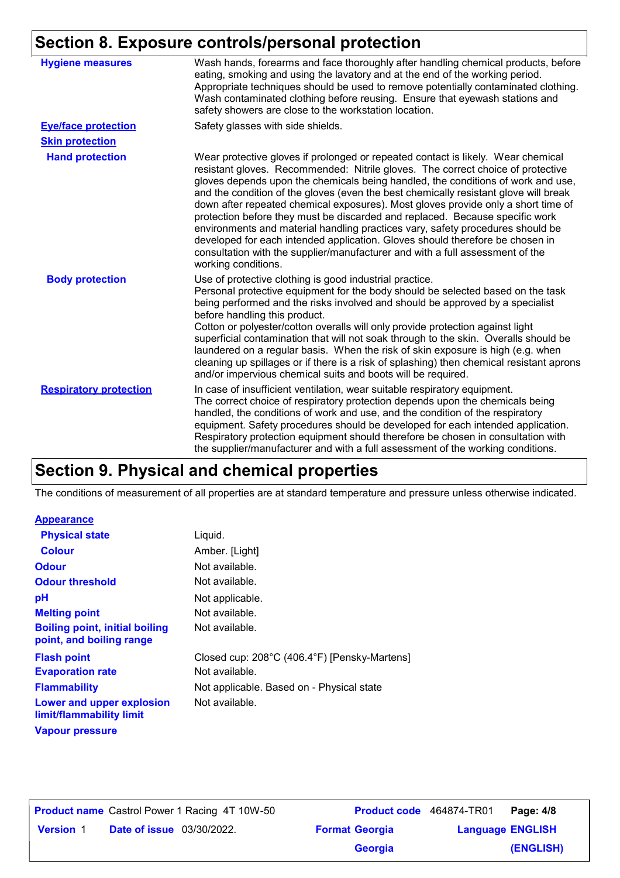## Section 8. Exposure controls/personal protection

| | |
|---|---|
| **Hygiene measures** | Wash hands, forearms and face thoroughly after handling chemical products, before eating, smoking and using the lavatory and at the end of the working period. Appropriate techniques should be used to remove potentially contaminated clothing. Wash contaminated clothing before reusing. Ensure that eyewash stations and safety showers are close to the workstation location. |
| **Eye/face protection** | Safety glasses with side shields. |
| **Skin protection** | |
| **Hand protection** | Wear protective gloves if prolonged or repeated contact is likely. Wear chemical resistant gloves. Recommended: Nitrile gloves. The correct choice of protective gloves depends upon the chemicals being handled, the conditions of work and use, and the condition of the gloves (even the best chemically resistant glove will break down after repeated chemical exposures). Most gloves provide only a short time of protection before they must be discarded and replaced. Because specific work environments and material handling practices vary, safety procedures should be developed for each intended application. Gloves should therefore be chosen in consultation with the supplier/manufacturer and with a full assessment of the working conditions. |
| **Body protection** | Use of protective clothing is good industrial practice. Personal protective equipment for the body should be selected based on the task being performed and the risks involved and should be approved by a specialist before handling this product. Cotton or polyester/cotton overalls will only provide protection against light superficial contamination that will not soak through to the skin. Overalls should be laundered on a regular basis. When the risk of skin exposure is high (e.g. when cleaning up spillages or if there is a risk of splashing) then chemical resistant aprons and/or impervious chemical suits and boots will be required. |
| **Respiratory protection** | In case of insufficient ventilation, wear suitable respiratory equipment. The correct choice of respiratory protection depends upon the chemicals being handled, the conditions of work and use, and the condition of the respiratory equipment. Safety procedures should be developed for each intended application. Respiratory protection equipment should therefore be chosen in consultation with the supplier/manufacturer and with a full assessment of the working conditions. |

## Section 9. Physical and chemical properties

The conditions of measurement of all properties are at standard temperature and pressure unless otherwise indicated.

| | |
|---|---|
| **Appearance** | |
| **Physical state** | Liquid. |
| **Colour** | Amber. [Light] |
| **Odour** | Not available. |
| **Odour threshold** | Not available. |
| **pH** | Not applicable. |
| **Melting point** | Not available. |
| **Boiling point, initial boiling point, and boiling range** | Not available. |
| **Flash point** | Closed cup: 208°C (406.4°F) [Pensky-Martens] |
| **Evaporation rate** | Not available. |
| **Flammability** | Not applicable. Based on - Physical state |
| **Lower and upper explosion limit/flammability limit** | Not available. |
| **Vapour pressure** | |

| | | | | | |
|---|---|---|---|---|---|
| **Product name** | Castrol Power 1 Racing 4T 10W-50 | **Product code** | 464874-TR01 | | |
| **Version** 1 | **Date of issue** 03/30/2022. | **Format** Georgia Georgia | | **Language** ENGLISH (ENGLISH) | |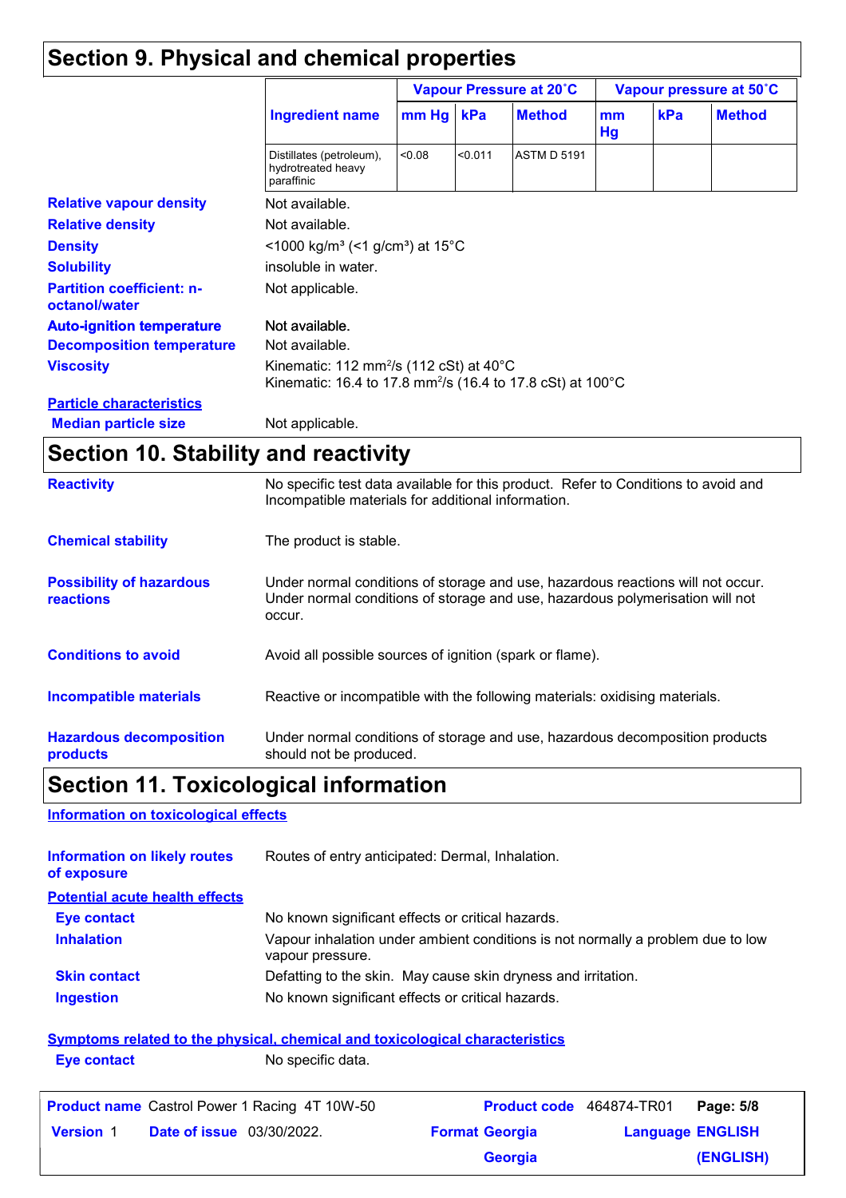## Section 9. Physical and chemical properties

| Ingredient name | Vapour Pressure at 20˚C | | | Vapour pressure at 50˚C | | |
|---|---|---|---|---|---|---|
| | mm Hg | kPa | Method | mm Hg | kPa | Method |
| Distillates (petroleum), hydrotreated heavy paraffinic | <0.08 | <0.011 | ASTM D 5191 | | | |

**Relative vapour density** Not available.

**Relative density** Not available.

**Density** <1000 kg/m³ (<1 g/cm³) at 15°C

**Solubility** insoluble in water.

**Partition coefficient: n-octanol/water** Not applicable.

**Auto-ignition temperature** Not available.

**Decomposition temperature** Not available.

**Viscosity** Kinematic: 112 mm²/s (112 cSt) at 40°C
Kinematic: 16.4 to 17.8 mm²/s (16.4 to 17.8 cSt) at 100°C

**Particle characteristics**

**Median particle size** Not applicable.

## Section 10. Stability and reactivity

**Reactivity** No specific test data available for this product. Refer to Conditions to avoid and Incompatible materials for additional information.

**Chemical stability** The product is stable.

**Possibility of hazardous reactions** Under normal conditions of storage and use, hazardous reactions will not occur. Under normal conditions of storage and use, hazardous polymerisation will not occur.

**Conditions to avoid** Avoid all possible sources of ignition (spark or flame).

**Incompatible materials** Reactive or incompatible with the following materials: oxidising materials.

**Hazardous decomposition products** Under normal conditions of storage and use, hazardous decomposition products should not be produced.

## Section 11. Toxicological information

**Information on toxicological effects**

**Information on likely routes of exposure** Routes of entry anticipated: Dermal, Inhalation.

**Potential acute health effects**

**Eye contact** No known significant effects or critical hazards.

**Inhalation** Vapour inhalation under ambient conditions is not normally a problem due to low vapour pressure.

**Skin contact** Defatting to the skin. May cause skin dryness and irritation.

**Ingestion** No known significant effects or critical hazards.

**Symptoms related to the physical, chemical and toxicological characteristics**

**Eye contact** No specific data.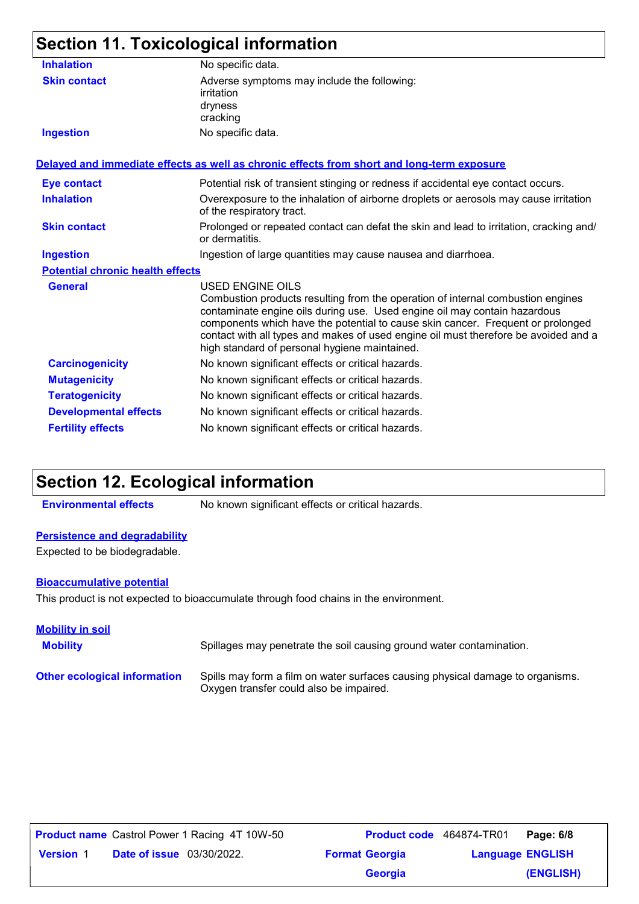## Section 11. Toxicological information

| | |
|---|---|
| **Inhalation** | No specific data. |
| **Skin contact** | Adverse symptoms may include the following:<br>irritation<br>dryness<br>cracking |
| **Ingestion** | No specific data. |

**Delayed and immediate effects as well as chronic effects from short and long-term exposure**

| | |
|---|---|
| **Eye contact** | Potential risk of transient stinging or redness if accidental eye contact occurs. |
| **Inhalation** | Overexposure to the inhalation of airborne droplets or aerosols may cause irritation of the respiratory tract. |
| **Skin contact** | Prolonged or repeated contact can defat the skin and lead to irritation, cracking and/or dermatitis. |
| **Ingestion** | Ingestion of large quantities may cause nausea and diarrhoea. |

**Potential chronic health effects**

| | |
|---|---|
| **General** | USED ENGINE OILS<br>Combustion products resulting from the operation of internal combustion engines contaminate engine oils during use. Used engine oil may contain hazardous components which have the potential to cause skin cancer. Frequent or prolonged contact with all types and makes of used engine oil must therefore be avoided and a high standard of personal hygiene maintained. |
| **Carcinogenicity** | No known significant effects or critical hazards. |
| **Mutagenicity** | No known significant effects or critical hazards. |
| **Teratogenicity** | No known significant effects or critical hazards. |
| **Developmental effects** | No known significant effects or critical hazards. |
| **Fertility effects** | No known significant effects or critical hazards. |

## Section 12. Ecological information

**Environmental effects** No known significant effects or critical hazards.

**Persistence and degradability**

Expected to be biodegradable.

**Bioaccumulative potential**

This product is not expected to bioaccumulate through food chains in the environment.

**Mobility in soil**

**Mobility** Spillages may penetrate the soil causing ground water contamination.

**Other ecological information** Spills may form a film on water surfaces causing physical damage to organisms. Oxygen transfer could also be impaired.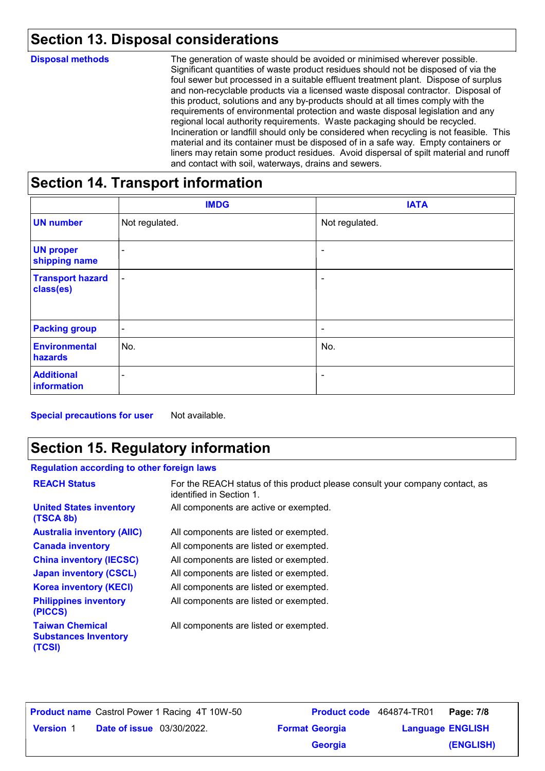## Section 13. Disposal considerations

**Disposal methods**

The generation of waste should be avoided or minimised wherever possible. Significant quantities of waste product residues should not be disposed of via the foul sewer but processed in a suitable effluent treatment plant. Dispose of surplus and non-recyclable products via a licensed waste disposal contractor. Disposal of this product, solutions and any by-products should at all times comply with the requirements of environmental protection and waste disposal legislation and any regional local authority requirements. Waste packaging should be recycled. Incineration or landfill should only be considered when recycling is not feasible. This material and its container must be disposed of in a safe way. Empty containers or liners may retain some product residues. Avoid dispersal of spilt material and runoff and contact with soil, waterways, drains and sewers.

## Section 14. Transport information

| | IMDG | IATA |
|---|---|---|
| **UN number** | Not regulated. | Not regulated. |
| **UN proper shipping name** | - | - |
| **Transport hazard class(es)** | - | - |
| **Packing group** | - | - |
| **Environmental hazards** | No. | No. |
| **Additional information** | - | - |

**Special precautions for user** Not available.

## Section 15. Regulatory information

**Regulation according to other foreign laws**

| | |
|---|---|
| **REACH Status** | For the REACH status of this product please consult your company contact, as identified in Section 1. |
| **United States inventory (TSCA 8b)** | All components are active or exempted. |
| **Australia inventory (AIIC)** | All components are listed or exempted. |
| **Canada inventory** | All components are listed or exempted. |
| **China inventory (IECSC)** | All components are listed or exempted. |
| **Japan inventory (CSCL)** | All components are listed or exempted. |
| **Korea inventory (KECI)** | All components are listed or exempted. |
| **Philippines inventory (PICCS)** | All components are listed or exempted. |
| **Taiwan Chemical Substances Inventory (TCSI)** | All components are listed or exempted. |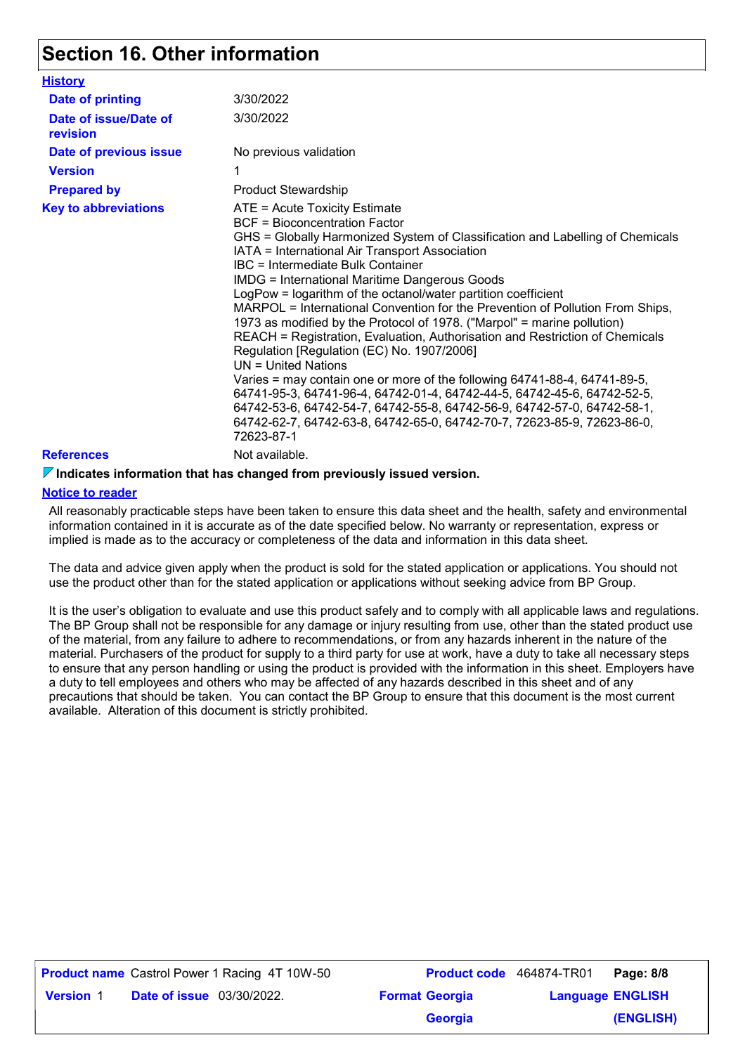# Section 16. Other information

**History**

| | |
|---|---|
| **Date of printing** | 3/30/2022 |
| **Date of issue/Date of revision** | 3/30/2022 |
| **Date of previous issue** | No previous validation |
| **Version** | 1 |
| **Prepared by** | Product Stewardship |

**Key to abbreviations**

ATE = Acute Toxicity Estimate
BCF = Bioconcentration Factor
GHS = Globally Harmonized System of Classification and Labelling of Chemicals
IATA = International Air Transport Association
IBC = Intermediate Bulk Container
IMDG = International Maritime Dangerous Goods
LogPow = logarithm of the octanol/water partition coefficient
MARPOL = International Convention for the Prevention of Pollution From Ships, 1973 as modified by the Protocol of 1978. ("Marpol" = marine pollution)
REACH = Registration, Evaluation, Authorisation and Restriction of Chemicals Regulation [Regulation (EC) No. 1907/2006]
UN = United Nations
Varies = may contain one or more of the following 64741-88-4, 64741-89-5, 64741-95-3, 64741-96-4, 64742-01-4, 64742-44-5, 64742-45-6, 64742-52-5, 64742-53-6, 64742-54-7, 64742-55-8, 64742-56-9, 64742-57-0, 64742-58-1, 64742-62-7, 64742-63-8, 64742-65-0, 64742-70-7, 72623-85-9, 72623-86-0, 72623-87-1

**References** Not available.

**Indicates information that has changed from previously issued version.**

**Notice to reader**

All reasonably practicable steps have been taken to ensure this data sheet and the health, safety and environmental information contained in it is accurate as of the date specified below. No warranty or representation, express or implied is made as to the accuracy or completeness of the data and information in this data sheet.

The data and advice given apply when the product is sold for the stated application or applications. You should not use the product other than for the stated application or applications without seeking advice from BP Group.

It is the user's obligation to evaluate and use this product safely and to comply with all applicable laws and regulations. The BP Group shall not be responsible for any damage or injury resulting from use, other than the stated product use of the material, from any failure to adhere to recommendations, or from any hazards inherent in the nature of the material. Purchasers of the product for supply to a third party for use at work, have a duty to take all necessary steps to ensure that any person handling or using the product is provided with the information in this sheet. Employers have a duty to tell employees and others who may be affected of any hazards described in this sheet and of any precautions that should be taken. You can contact the BP Group to ensure that this document is the most current available. Alteration of this document is strictly prohibited.